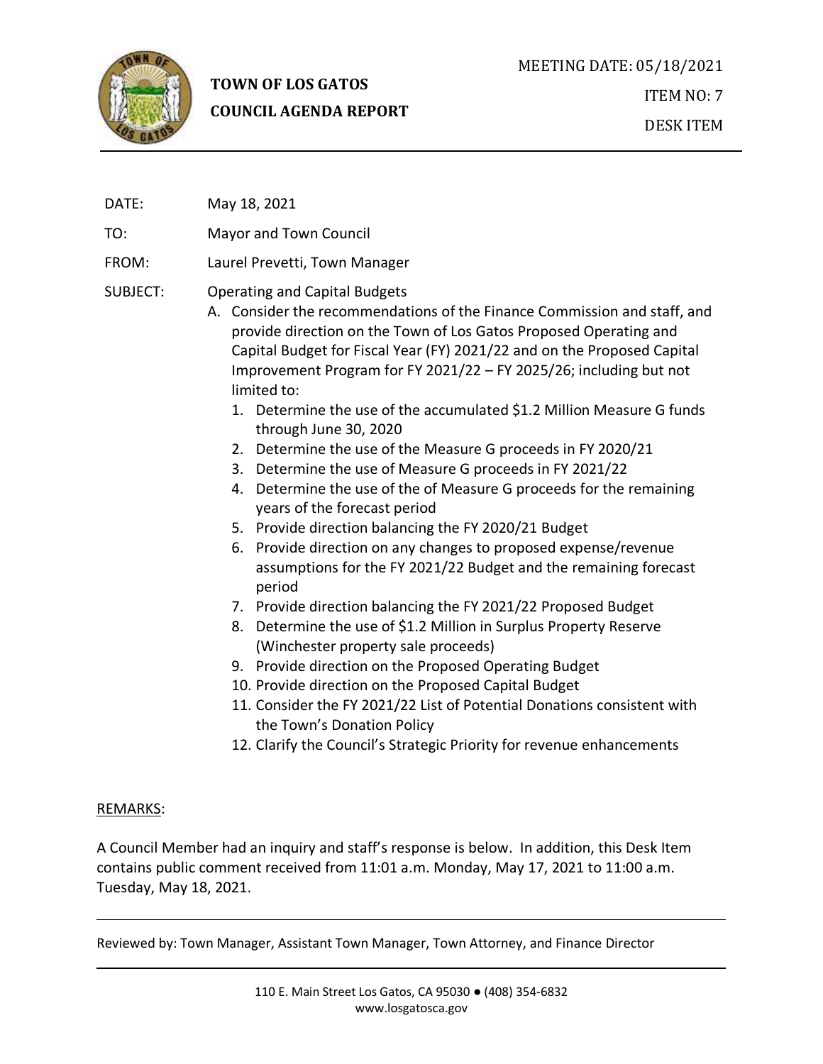# TOWN OF LOS GATOS
## COUNCIL AGENDA REPORT

MEETING DATE: 05/18/2021

ITEM NO: 7

DESK ITEM

DATE: May 18, 2021

TO: Mayor and Town Council

FROM: Laurel Prevetti, Town Manager

SUBJECT: Operating and Capital Budgets

A. Consider the recommendations of the Finance Commission and staff, and provide direction on the Town of Los Gatos Proposed Operating and Capital Budget for Fiscal Year (FY) 2021/22 and on the Proposed Capital Improvement Program for FY 2021/22 – FY 2025/26; including but not limited to:

1. Determine the use of the accumulated $1.2 Million Measure G funds through June 30, 2020
2. Determine the use of the Measure G proceeds in FY 2020/21
3. Determine the use of Measure G proceeds in FY 2021/22
4. Determine the use of the of Measure G proceeds for the remaining years of the forecast period
5. Provide direction balancing the FY 2020/21 Budget
6. Provide direction on any changes to proposed expense/revenue assumptions for the FY 2021/22 Budget and the remaining forecast period
7. Provide direction balancing the FY 2021/22 Proposed Budget
8. Determine the use of $1.2 Million in Surplus Property Reserve (Winchester property sale proceeds)
9. Provide direction on the Proposed Operating Budget
10. Provide direction on the Proposed Capital Budget
11. Consider the FY 2021/22 List of Potential Donations consistent with the Town's Donation Policy
12. Clarify the Council's Strategic Priority for revenue enhancements

REMARKS:

A Council Member had an inquiry and staff's response is below. In addition, this Desk Item contains public comment received from 11:01 a.m. Monday, May 17, 2021 to 11:00 a.m. Tuesday, May 18, 2021.

---

Reviewed by: Town Manager, Assistant Town Manager, Town Attorney, and Finance Director

---

110 E. Main Street Los Gatos, CA 95030 ● (408) 354-6832
www.losgatosca.gov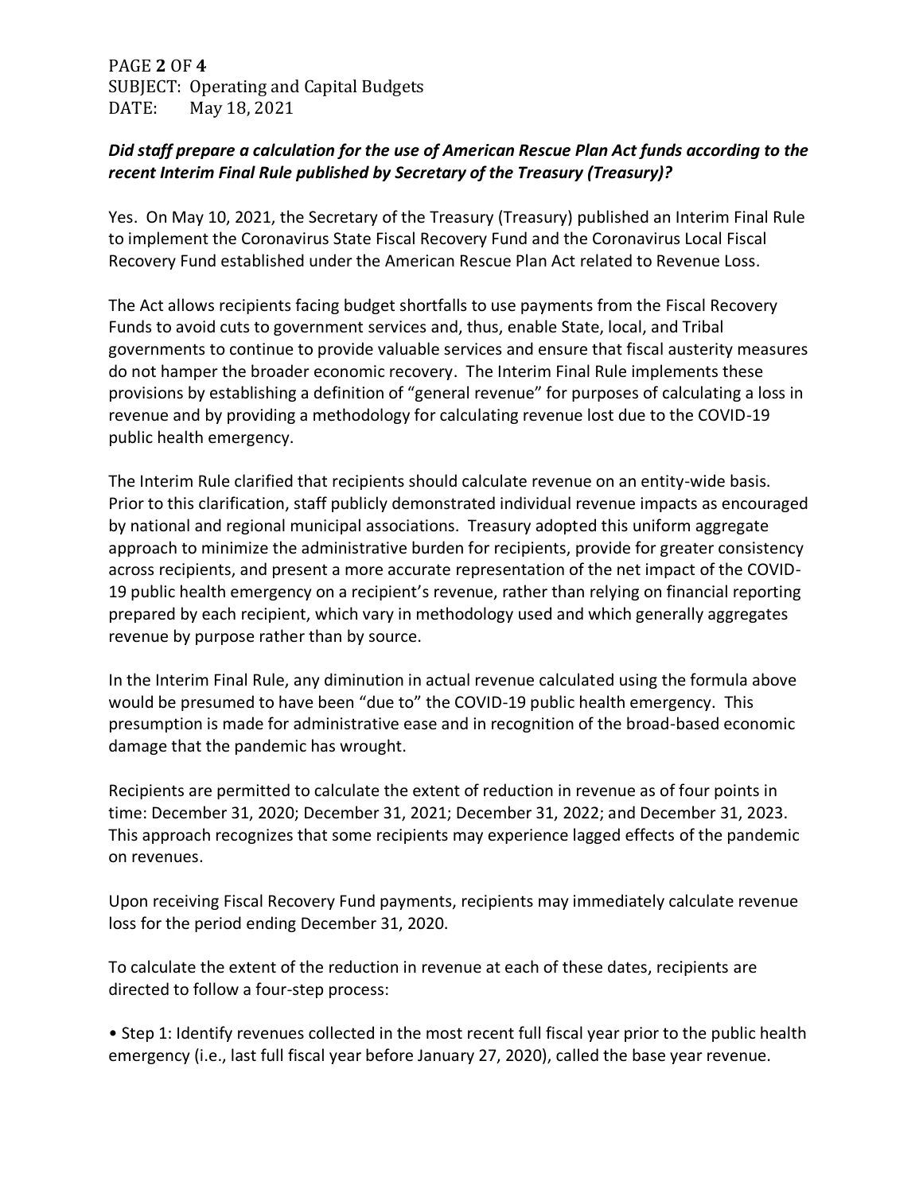*Did staff prepare a calculation for the use of American Rescue Plan Act funds according to the recent Interim Final Rule published by Secretary of the Treasury (Treasury)?*

Yes. On May 10, 2021, the Secretary of the Treasury (Treasury) published an Interim Final Rule to implement the Coronavirus State Fiscal Recovery Fund and the Coronavirus Local Fiscal Recovery Fund established under the American Rescue Plan Act related to Revenue Loss.

The Act allows recipients facing budget shortfalls to use payments from the Fiscal Recovery Funds to avoid cuts to government services and, thus, enable State, local, and Tribal governments to continue to provide valuable services and ensure that fiscal austerity measures do not hamper the broader economic recovery. The Interim Final Rule implements these provisions by establishing a definition of "general revenue" for purposes of calculating a loss in revenue and by providing a methodology for calculating revenue lost due to the COVID-19 public health emergency.

The Interim Rule clarified that recipients should calculate revenue on an entity-wide basis. Prior to this clarification, staff publicly demonstrated individual revenue impacts as encouraged by national and regional municipal associations. Treasury adopted this uniform aggregate approach to minimize the administrative burden for recipients, provide for greater consistency across recipients, and present a more accurate representation of the net impact of the COVID-19 public health emergency on a recipient's revenue, rather than relying on financial reporting prepared by each recipient, which vary in methodology used and which generally aggregates revenue by purpose rather than by source.

In the Interim Final Rule, any diminution in actual revenue calculated using the formula above would be presumed to have been "due to" the COVID-19 public health emergency. This presumption is made for administrative ease and in recognition of the broad-based economic damage that the pandemic has wrought.

Recipients are permitted to calculate the extent of reduction in revenue as of four points in time: December 31, 2020; December 31, 2021; December 31, 2022; and December 31, 2023. This approach recognizes that some recipients may experience lagged effects of the pandemic on revenues.

Upon receiving Fiscal Recovery Fund payments, recipients may immediately calculate revenue loss for the period ending December 31, 2020.

To calculate the extent of the reduction in revenue at each of these dates, recipients are directed to follow a four-step process:

- Step 1: Identify revenues collected in the most recent full fiscal year prior to the public health emergency (i.e., last full fiscal year before January 27, 2020), called the base year revenue.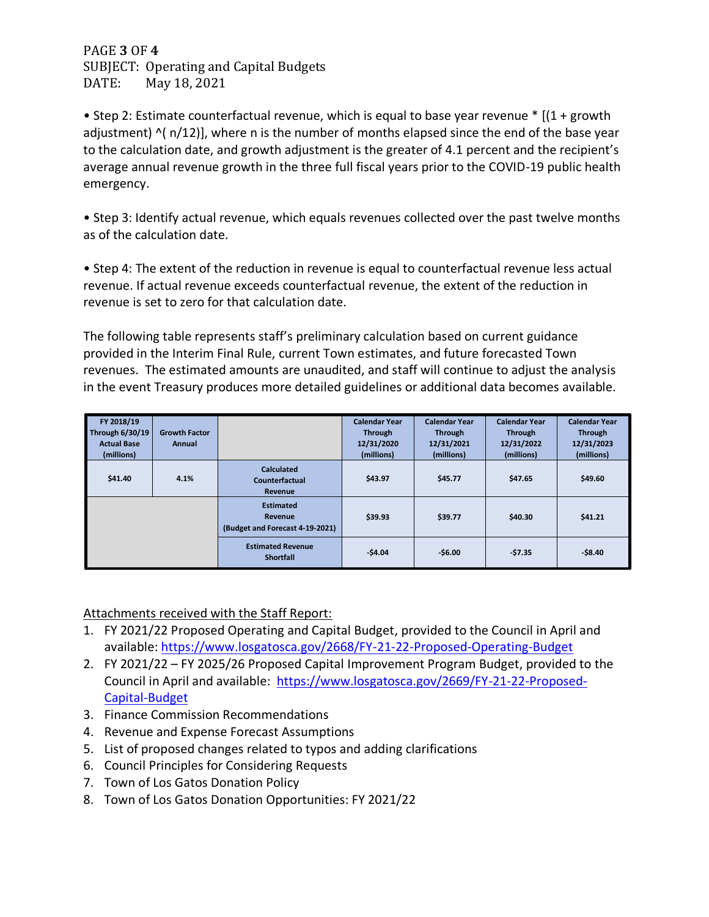PAGE **3** OF **4**
SUBJECT: Operating and Capital Budgets
DATE: May 18, 2021

• Step 2: Estimate counterfactual revenue, which is equal to base year revenue * [(1 + growth adjustment) ^( n/12)], where n is the number of months elapsed since the end of the base year to the calculation date, and growth adjustment is the greater of 4.1 percent and the recipient's average annual revenue growth in the three full fiscal years prior to the COVID-19 public health emergency.

• Step 3: Identify actual revenue, which equals revenues collected over the past twelve months as of the calculation date.

• Step 4: The extent of the reduction in revenue is equal to counterfactual revenue less actual revenue. If actual revenue exceeds counterfactual revenue, the extent of the reduction in revenue is set to zero for that calculation date.

The following table represents staff's preliminary calculation based on current guidance provided in the Interim Final Rule, current Town estimates, and future forecasted Town revenues. The estimated amounts are unaudited, and staff will continue to adjust the analysis in the event Treasury produces more detailed guidelines or additional data becomes available.

| FY 2018/19 Through 6/30/19 Actual Base (millions) | Growth Factor Annual | | Calendar Year Through 12/31/2020 (millions) | Calendar Year Through 12/31/2021 (millions) | Calendar Year Through 12/31/2022 (millions) | Calendar Year Through 12/31/2023 (millions) |
|---|---|---|---|---|---|---|
| $41.40 | 4.1% | Calculated Counterfactual Revenue | $43.97 | $45.77 | $47.65 | $49.60 |
| | | Estimated Revenue (Budget and Forecast 4-19-2021) | $39.93 | $39.77 | $40.30 | $41.21 |
| | | Estimated Revenue Shortfall | -$4.04 | -$6.00 | -$7.35 | -$8.40 |

Attachments received with the Staff Report:

1. FY 2021/22 Proposed Operating and Capital Budget, provided to the Council in April and available: https://www.losgatosca.gov/2668/FY-21-22-Proposed-Operating-Budget
2. FY 2021/22 – FY 2025/26 Proposed Capital Improvement Program Budget, provided to the Council in April and available: https://www.losgatosca.gov/2669/FY-21-22-Proposed-Capital-Budget
3. Finance Commission Recommendations
4. Revenue and Expense Forecast Assumptions
5. List of proposed changes related to typos and adding clarifications
6. Council Principles for Considering Requests
7. Town of Los Gatos Donation Policy
8. Town of Los Gatos Donation Opportunities: FY 2021/22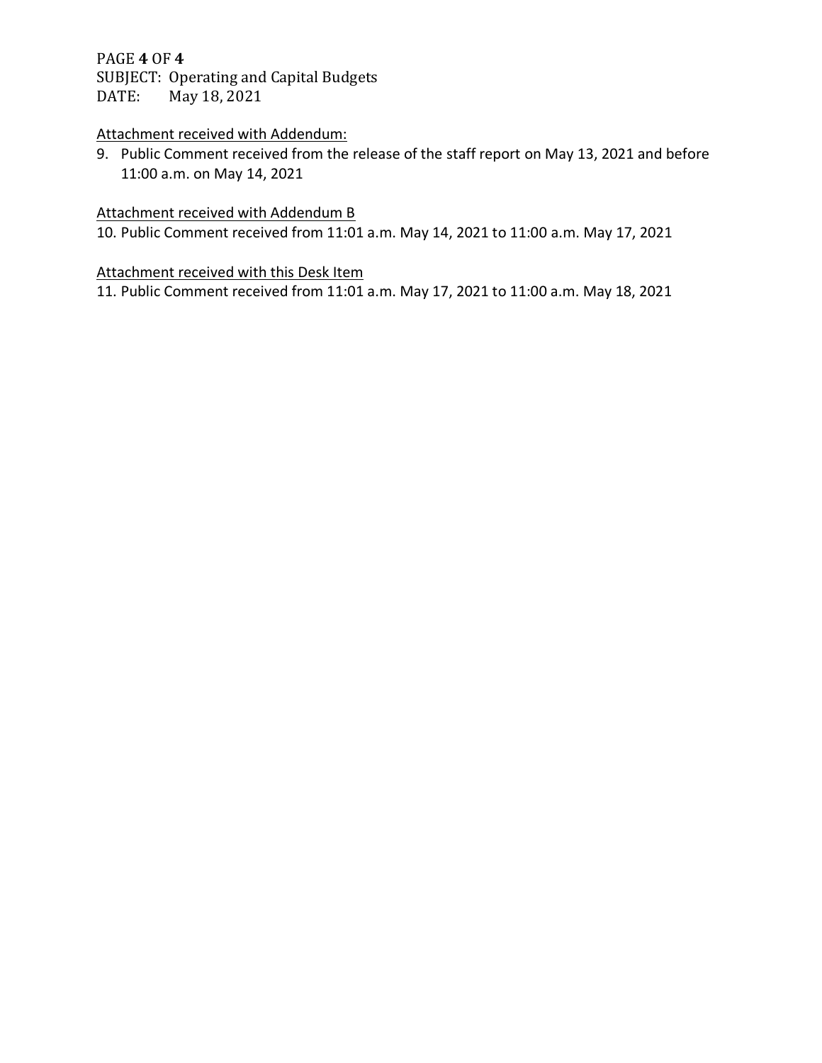Attachment received with Addendum:

9. Public Comment received from the release of the staff report on May 13, 2021 and before 11:00 a.m. on May 14, 2021

Attachment received with Addendum B

10. Public Comment received from 11:01 a.m. May 14, 2021 to 11:00 a.m. May 17, 2021

Attachment received with this Desk Item

11. Public Comment received from 11:01 a.m. May 17, 2021 to 11:00 a.m. May 18, 2021